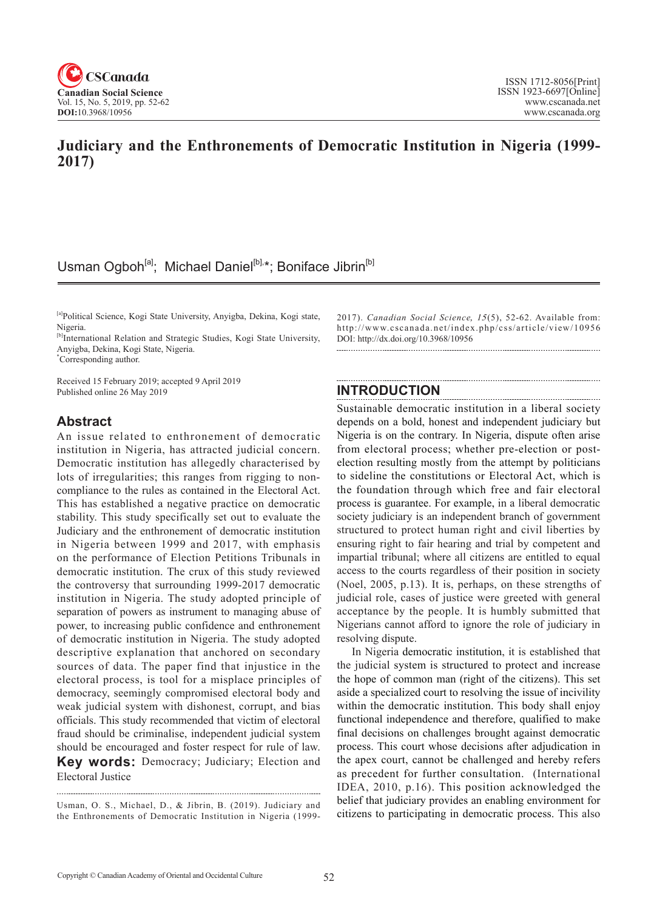# Judiciary and the Enthronements of Democratic Institution in Nigeria (1999-2017)

Usman Ogboh[a]; Michael Daniel[b],*; Boniface Jibrin[b]

[a]Political Science, Kogi State University, Anyigba, Dekina, Kogi state, Nigeria.
[b]International Relation and Strategic Studies, Kogi State University, Anyigba, Dekina, Kogi State, Nigeria.
*Corresponding author.

Received 15 February 2019; accepted 9 April 2019
Published online 26 May 2019

## Abstract

An issue related to enthronement of democratic institution in Nigeria, has attracted judicial concern. Democratic institution has allegedly characterised by lots of irregularities; this ranges from rigging to non-compliance to the rules as contained in the Electoral Act. This has established a negative practice on democratic stability. This study specifically set out to evaluate the Judiciary and the enthronement of democratic institution in Nigeria between 1999 and 2017, with emphasis on the performance of Election Petitions Tribunals in democratic institution. The crux of this study reviewed the controversy that surrounding 1999-2017 democratic institution in Nigeria. The study adopted principle of separation of powers as instrument to managing abuse of power, to increasing public confidence and enthronement of democratic institution in Nigeria. The study adopted descriptive explanation that anchored on secondary sources of data. The paper find that injustice in the electoral process, is tool for a misplace principles of democracy, seemingly compromised electoral body and weak judicial system with dishonest, corrupt, and bias officials. This study recommended that victim of electoral fraud should be criminalise, independent judicial system should be encouraged and foster respect for rule of law.

**Key words:** Democracy; Judiciary; Election and Electoral Justice

Usman, O. S., Michael, D., & Jibrin, B. (2019). Judiciary and the Enthronements of Democratic Institution in Nigeria (1999-2017). *Canadian Social Science*, *15*(5), 52-62. Available from: http://www.cscanada.net/index.php/css/article/view/10956
DOI: http://dx.doi.org/10.3968/10956

## INTRODUCTION

Sustainable democratic institution in a liberal society depends on a bold, honest and independent judiciary but Nigeria is on the contrary. In Nigeria, dispute often arise from electoral process; whether pre-election or post-election resulting mostly from the attempt by politicians to sideline the constitutions or Electoral Act, which is the foundation through which free and fair electoral process is guarantee. For example, in a liberal democratic society judiciary is an independent branch of government structured to protect human right and civil liberties by ensuring right to fair hearing and trial by competent and impartial tribunal; where all citizens are entitled to equal access to the courts regardless of their position in society (Noel, 2005, p.13). It is, perhaps, on these strengths of judicial role, cases of justice were greeted with general acceptance by the people. It is humbly submitted that Nigerians cannot afford to ignore the role of judiciary in resolving dispute.

In Nigeria democratic institution, it is established that the judicial system is structured to protect and increase the hope of common man (right of the citizens). This set aside a specialized court to resolving the issue of incivility within the democratic institution. This body shall enjoy functional independence and therefore, qualified to make final decisions on challenges brought against democratic process. This court whose decisions after adjudication in the apex court, cannot be challenged and hereby refers as precedent for further consultation. (International IDEA, 2010, p.16). This position acknowledged the belief that judiciary provides an enabling environment for citizens to participating in democratic process. This also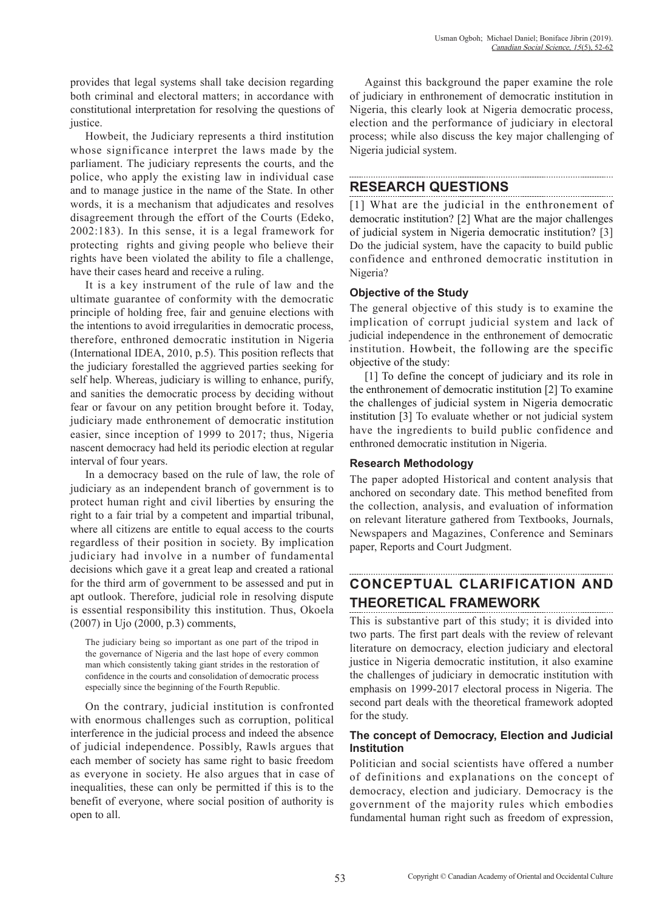provides that legal systems shall take decision regarding both criminal and electoral matters; in accordance with constitutional interpretation for resolving the questions of justice.

Howbeit, the Judiciary represents a third institution whose significance interpret the laws made by the parliament. The judiciary represents the courts, and the police, who apply the existing law in individual case and to manage justice in the name of the State. In other words, it is a mechanism that adjudicates and resolves disagreement through the effort of the Courts (Edeko, 2002:183). In this sense, it is a legal framework for protecting rights and giving people who believe their rights have been violated the ability to file a challenge, have their cases heard and receive a ruling.

It is a key instrument of the rule of law and the ultimate guarantee of conformity with the democratic principle of holding free, fair and genuine elections with the intentions to avoid irregularities in democratic process, therefore, enthroned democratic institution in Nigeria (International IDEA, 2010, p.5). This position reflects that the judiciary forestalled the aggrieved parties seeking for self help. Whereas, judiciary is willing to enhance, purify, and sanities the democratic process by deciding without fear or favour on any petition brought before it. Today, judiciary made enthronement of democratic institution easier, since inception of 1999 to 2017; thus, Nigeria nascent democracy had held its periodic election at regular interval of four years.

In a democracy based on the rule of law, the role of judiciary as an independent branch of government is to protect human right and civil liberties by ensuring the right to a fair trial by a competent and impartial tribunal, where all citizens are entitle to equal access to the courts regardless of their position in society. By implication judiciary had involve in a number of fundamental decisions which gave it a great leap and created a rational for the third arm of government to be assessed and put in apt outlook. Therefore, judicial role in resolving dispute is essential responsibility this institution. Thus, Okoela (2007) in Ujo (2000, p.3) comments,

> The judiciary being so important as one part of the tripod in the governance of Nigeria and the last hope of every common man which consistently taking giant strides in the restoration of confidence in the courts and consolidation of democratic process especially since the beginning of the Fourth Republic.

On the contrary, judicial institution is confronted with enormous challenges such as corruption, political interference in the judicial process and indeed the absence of judicial independence. Possibly, Rawls argues that each member of society has same right to basic freedom as everyone in society. He also argues that in case of inequalities, these can only be permitted if this is to the benefit of everyone, where social position of authority is open to all.

Against this background the paper examine the role of judiciary in enthronement of democratic institution in Nigeria, this clearly look at Nigeria democratic process, election and the performance of judiciary in electoral process; while also discuss the key major challenging of Nigeria judicial system.

## RESEARCH QUESTIONS

[1] What are the judicial in the enthronement of democratic institution? [2] What are the major challenges of judicial system in Nigeria democratic institution? [3] Do the judicial system, have the capacity to build public confidence and enthroned democratic institution in Nigeria?

### Objective of the Study

The general objective of this study is to examine the implication of corrupt judicial system and lack of judicial independence in the enthronement of democratic institution. Howbeit, the following are the specific objective of the study:

[1] To define the concept of judiciary and its role in the enthronement of democratic institution [2] To examine the challenges of judicial system in Nigeria democratic institution [3] To evaluate whether or not judicial system have the ingredients to build public confidence and enthroned democratic institution in Nigeria.

### Research Methodology

The paper adopted Historical and content analysis that anchored on secondary date. This method benefited from the collection, analysis, and evaluation of information on relevant literature gathered from Textbooks, Journals, Newspapers and Magazines, Conference and Seminars paper, Reports and Court Judgment.

## CONCEPTUAL CLARIFICATION AND THEORETICAL FRAMEWORK

This is substantive part of this study; it is divided into two parts. The first part deals with the review of relevant literature on democracy, election judiciary and electoral justice in Nigeria democratic institution, it also examine the challenges of judiciary in democratic institution with emphasis on 1999-2017 electoral process in Nigeria. The second part deals with the theoretical framework adopted for the study.

### The concept of Democracy, Election and Judicial Institution

Politician and social scientists have offered a number of definitions and explanations on the concept of democracy, election and judiciary. Democracy is the government of the majority rules which embodies fundamental human right such as freedom of expression,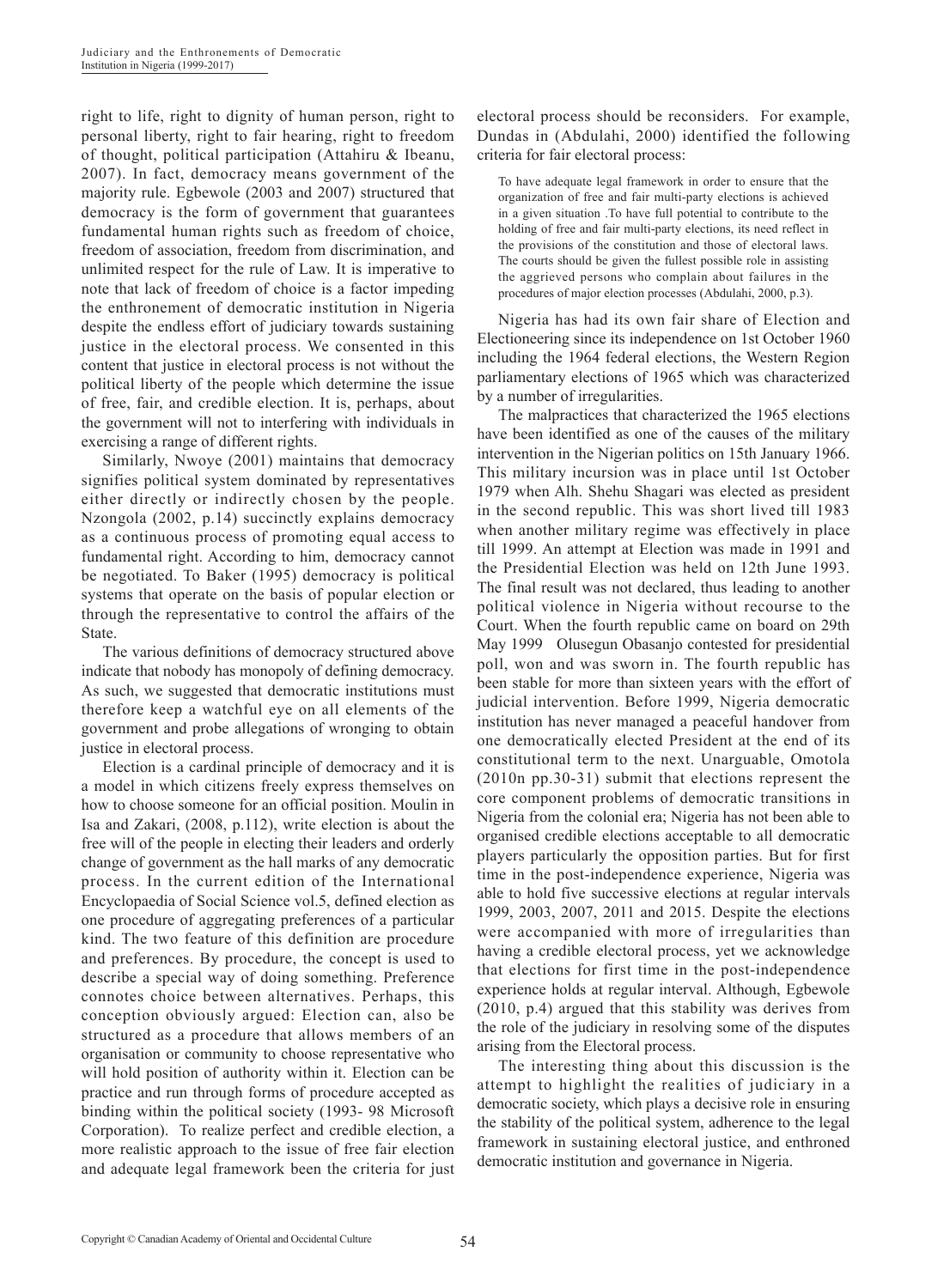right to life, right to dignity of human person, right to personal liberty, right to fair hearing, right to freedom of thought, political participation (Attahiru & Ibeanu, 2007). In fact, democracy means government of the majority rule. Egbewole (2003 and 2007) structured that democracy is the form of government that guarantees fundamental human rights such as freedom of choice, freedom of association, freedom from discrimination, and unlimited respect for the rule of Law. It is imperative to note that lack of freedom of choice is a factor impeding the enthronement of democratic institution in Nigeria despite the endless effort of judiciary towards sustaining justice in the electoral process. We consented in this content that justice in electoral process is not without the political liberty of the people which determine the issue of free, fair, and credible election. It is, perhaps, about the government will not to interfering with individuals in exercising a range of different rights.

Similarly, Nwoye (2001) maintains that democracy signifies political system dominated by representatives either directly or indirectly chosen by the people. Nzongola (2002, p.14) succinctly explains democracy as a continuous process of promoting equal access to fundamental right. According to him, democracy cannot be negotiated. To Baker (1995) democracy is political systems that operate on the basis of popular election or through the representative to control the affairs of the State.

The various definitions of democracy structured above indicate that nobody has monopoly of defining democracy. As such, we suggested that democratic institutions must therefore keep a watchful eye on all elements of the government and probe allegations of wronging to obtain justice in electoral process.

Election is a cardinal principle of democracy and it is a model in which citizens freely express themselves on how to choose someone for an official position. Moulin in Isa and Zakari, (2008, p.112), write election is about the free will of the people in electing their leaders and orderly change of government as the hall marks of any democratic process. In the current edition of the International Encyclopaedia of Social Science vol.5, defined election as one procedure of aggregating preferences of a particular kind. The two feature of this definition are procedure and preferences. By procedure, the concept is used to describe a special way of doing something. Preference connotes choice between alternatives. Perhaps, this conception obviously argued: Election can, also be structured as a procedure that allows members of an organisation or community to choose representative who will hold position of authority within it. Election can be practice and run through forms of procedure accepted as binding within the political society (1993- 98 Microsoft Corporation). To realize perfect and credible election, a more realistic approach to the issue of free fair election and adequate legal framework been the criteria for just electoral process should be reconsiders. For example, Dundas in (Abdulahi, 2000) identified the following criteria for fair electoral process:

> To have adequate legal framework in order to ensure that the organization of free and fair multi-party elections is achieved in a given situation .To have full potential to contribute to the holding of free and fair multi-party elections, its need reflect in the provisions of the constitution and those of electoral laws. The courts should be given the fullest possible role in assisting the aggrieved persons who complain about failures in the procedures of major election processes (Abdulahi, 2000, p.3).

Nigeria has had its own fair share of Election and Electioneering since its independence on 1st October 1960 including the 1964 federal elections, the Western Region parliamentary elections of 1965 which was characterized by a number of irregularities.

The malpractices that characterized the 1965 elections have been identified as one of the causes of the military intervention in the Nigerian politics on 15th January 1966. This military incursion was in place until 1st October 1979 when Alh. Shehu Shagari was elected as president in the second republic. This was short lived till 1983 when another military regime was effectively in place till 1999. An attempt at Election was made in 1991 and the Presidential Election was held on 12th June 1993. The final result was not declared, thus leading to another political violence in Nigeria without recourse to the Court. When the fourth republic came on board on 29th May 1999 Olusegun Obasanjo contested for presidential poll, won and was sworn in. The fourth republic has been stable for more than sixteen years with the effort of judicial intervention. Before 1999, Nigeria democratic institution has never managed a peaceful handover from one democratically elected President at the end of its constitutional term to the next. Unarguable, Omotola (2010n pp.30-31) submit that elections represent the core component problems of democratic transitions in Nigeria from the colonial era; Nigeria has not been able to organised credible elections acceptable to all democratic players particularly the opposition parties. But for first time in the post-independence experience, Nigeria was able to hold five successive elections at regular intervals 1999, 2003, 2007, 2011 and 2015. Despite the elections were accompanied with more of irregularities than having a credible electoral process, yet we acknowledge that elections for first time in the post-independence experience holds at regular interval. Although, Egbewole (2010, p.4) argued that this stability was derives from the role of the judiciary in resolving some of the disputes arising from the Electoral process.

The interesting thing about this discussion is the attempt to highlight the realities of judiciary in a democratic society, which plays a decisive role in ensuring the stability of the political system, adherence to the legal framework in sustaining electoral justice, and enthroned democratic institution and governance in Nigeria.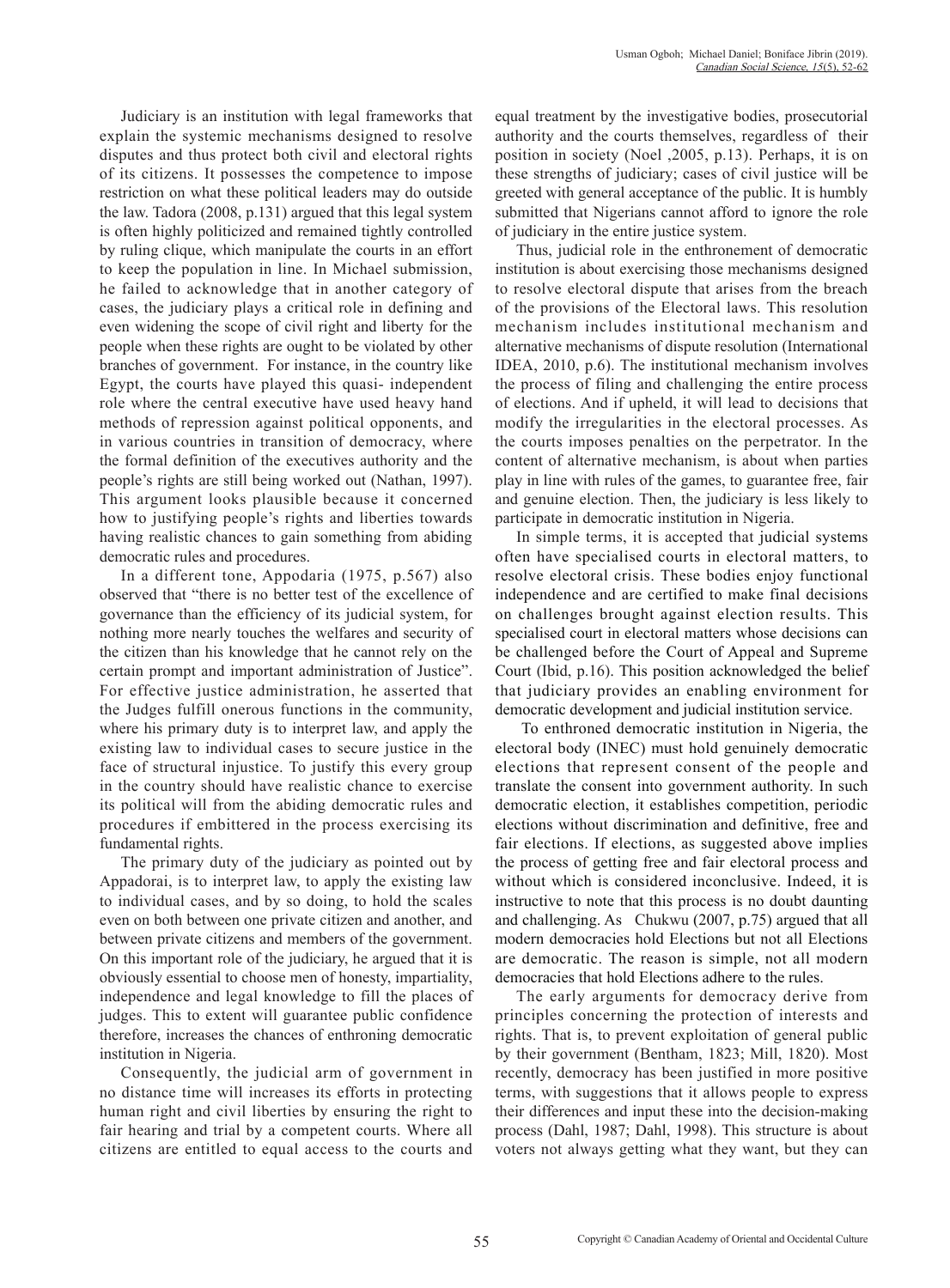Judiciary is an institution with legal frameworks that explain the systemic mechanisms designed to resolve disputes and thus protect both civil and electoral rights of its citizens. It possesses the competence to impose restriction on what these political leaders may do outside the law. Tadora (2008, p.131) argued that this legal system is often highly politicized and remained tightly controlled by ruling clique, which manipulate the courts in an effort to keep the population in line. In Michael submission, he failed to acknowledge that in another category of cases, the judiciary plays a critical role in defining and even widening the scope of civil right and liberty for the people when these rights are ought to be violated by other branches of government. For instance, in the country like Egypt, the courts have played this quasi- independent role where the central executive have used heavy hand methods of repression against political opponents, and in various countries in transition of democracy, where the formal definition of the executives authority and the people's rights are still being worked out (Nathan, 1997). This argument looks plausible because it concerned how to justifying people's rights and liberties towards having realistic chances to gain something from abiding democratic rules and procedures.

In a different tone, Appodaria (1975, p.567) also observed that "there is no better test of the excellence of governance than the efficiency of its judicial system, for nothing more nearly touches the welfares and security of the citizen than his knowledge that he cannot rely on the certain prompt and important administration of Justice". For effective justice administration, he asserted that the Judges fulfill onerous functions in the community, where his primary duty is to interpret law, and apply the existing law to individual cases to secure justice in the face of structural injustice. To justify this every group in the country should have realistic chance to exercise its political will from the abiding democratic rules and procedures if embittered in the process exercising its fundamental rights.

The primary duty of the judiciary as pointed out by Appadorai, is to interpret law, to apply the existing law to individual cases, and by so doing, to hold the scales even on both between one private citizen and another, and between private citizens and members of the government. On this important role of the judiciary, he argued that it is obviously essential to choose men of honesty, impartiality, independence and legal knowledge to fill the places of judges. This to extent will guarantee public confidence therefore, increases the chances of enthroning democratic institution in Nigeria.

Consequently, the judicial arm of government in no distance time will increases its efforts in protecting human right and civil liberties by ensuring the right to fair hearing and trial by a competent courts. Where all citizens are entitled to equal access to the courts and equal treatment by the investigative bodies, prosecutorial authority and the courts themselves, regardless of their position in society (Noel ,2005, p.13). Perhaps, it is on these strengths of judiciary; cases of civil justice will be greeted with general acceptance of the public. It is humbly submitted that Nigerians cannot afford to ignore the role of judiciary in the entire justice system.

Thus, judicial role in the enthronement of democratic institution is about exercising those mechanisms designed to resolve electoral dispute that arises from the breach of the provisions of the Electoral laws. This resolution mechanism includes institutional mechanism and alternative mechanisms of dispute resolution (International IDEA, 2010, p.6). The institutional mechanism involves the process of filing and challenging the entire process of elections. And if upheld, it will lead to decisions that modify the irregularities in the electoral processes. As the courts imposes penalties on the perpetrator. In the content of alternative mechanism, is about when parties play in line with rules of the games, to guarantee free, fair and genuine election. Then, the judiciary is less likely to participate in democratic institution in Nigeria.

In simple terms, it is accepted that judicial systems often have specialised courts in electoral matters, to resolve electoral crisis. These bodies enjoy functional independence and are certified to make final decisions on challenges brought against election results. This specialised court in electoral matters whose decisions can be challenged before the Court of Appeal and Supreme Court (Ibid, p.16). This position acknowledged the belief that judiciary provides an enabling environment for democratic development and judicial institution service.

To enthroned democratic institution in Nigeria, the electoral body (INEC) must hold genuinely democratic elections that represent consent of the people and translate the consent into government authority. In such democratic election, it establishes competition, periodic elections without discrimination and definitive, free and fair elections. If elections, as suggested above implies the process of getting free and fair electoral process and without which is considered inconclusive. Indeed, it is instructive to note that this process is no doubt daunting and challenging. As Chukwu (2007, p.75) argued that all modern democracies hold Elections but not all Elections are democratic. The reason is simple, not all modern democracies that hold Elections adhere to the rules.

The early arguments for democracy derive from principles concerning the protection of interests and rights. That is, to prevent exploitation of general public by their government (Bentham, 1823; Mill, 1820). Most recently, democracy has been justified in more positive terms, with suggestions that it allows people to express their differences and input these into the decision-making process (Dahl, 1987; Dahl, 1998). This structure is about voters not always getting what they want, but they can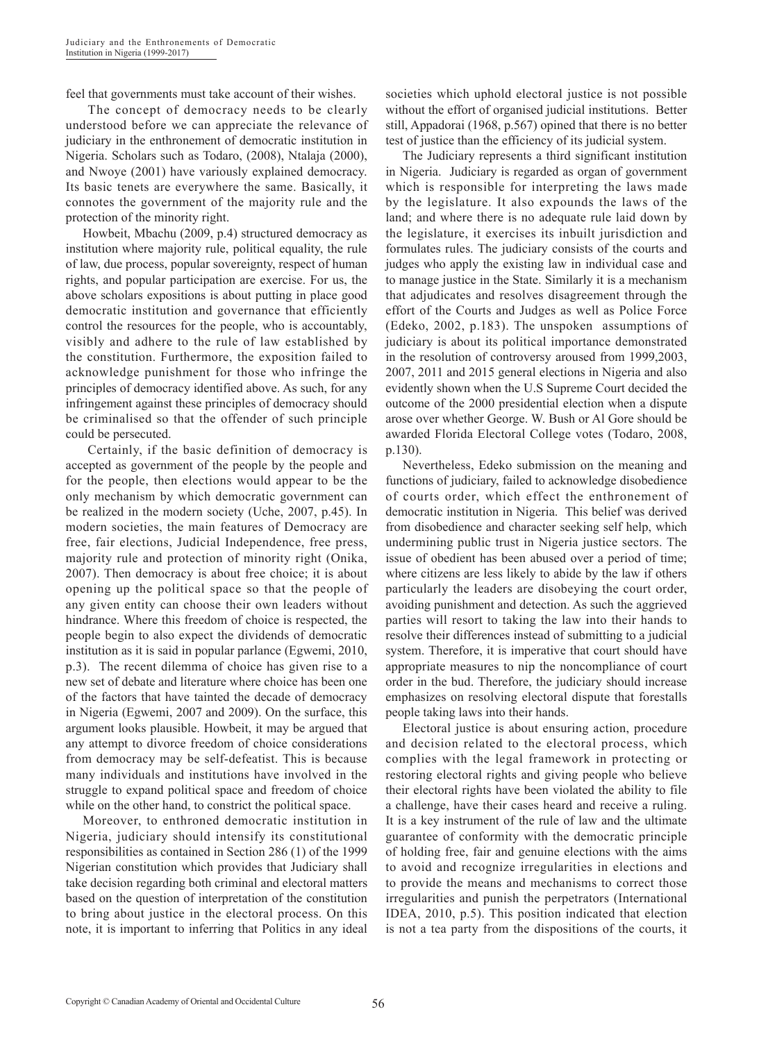feel that governments must take account of their wishes.

The concept of democracy needs to be clearly understood before we can appreciate the relevance of judiciary in the enthronement of democratic institution in Nigeria. Scholars such as Todaro, (2008), Ntalaja (2000), and Nwoye (2001) have variously explained democracy. Its basic tenets are everywhere the same. Basically, it connotes the government of the majority rule and the protection of the minority right.

Howbeit, Mbachu (2009, p.4) structured democracy as institution where majority rule, political equality, the rule of law, due process, popular sovereignty, respect of human rights, and popular participation are exercise. For us, the above scholars expositions is about putting in place good democratic institution and governance that efficiently control the resources for the people, who is accountably, visibly and adhere to the rule of law established by the constitution. Furthermore, the exposition failed to acknowledge punishment for those who infringe the principles of democracy identified above. As such, for any infringement against these principles of democracy should be criminalised so that the offender of such principle could be persecuted.

Certainly, if the basic definition of democracy is accepted as government of the people by the people and for the people, then elections would appear to be the only mechanism by which democratic government can be realized in the modern society (Uche, 2007, p.45). In modern societies, the main features of Democracy are free, fair elections, Judicial Independence, free press, majority rule and protection of minority right (Onika, 2007). Then democracy is about free choice; it is about opening up the political space so that the people of any given entity can choose their own leaders without hindrance. Where this freedom of choice is respected, the people begin to also expect the dividends of democratic institution as it is said in popular parlance (Egwemi, 2010, p.3). The recent dilemma of choice has given rise to a new set of debate and literature where choice has been one of the factors that have tainted the decade of democracy in Nigeria (Egwemi, 2007 and 2009). On the surface, this argument looks plausible. Howbeit, it may be argued that any attempt to divorce freedom of choice considerations from democracy may be self-defeatist. This is because many individuals and institutions have involved in the struggle to expand political space and freedom of choice while on the other hand, to constrict the political space.

Moreover, to enthroned democratic institution in Nigeria, judiciary should intensify its constitutional responsibilities as contained in Section 286 (1) of the 1999 Nigerian constitution which provides that Judiciary shall take decision regarding both criminal and electoral matters based on the question of interpretation of the constitution to bring about justice in the electoral process. On this note, it is important to inferring that Politics in any ideal societies which uphold electoral justice is not possible without the effort of organised judicial institutions. Better still, Appadorai (1968, p.567) opined that there is no better test of justice than the efficiency of its judicial system.

The Judiciary represents a third significant institution in Nigeria. Judiciary is regarded as organ of government which is responsible for interpreting the laws made by the legislature. It also expounds the laws of the land; and where there is no adequate rule laid down by the legislature, it exercises its inbuilt jurisdiction and formulates rules. The judiciary consists of the courts and judges who apply the existing law in individual case and to manage justice in the State. Similarly it is a mechanism that adjudicates and resolves disagreement through the effort of the Courts and Judges as well as Police Force (Edeko, 2002, p.183). The unspoken assumptions of judiciary is about its political importance demonstrated in the resolution of controversy aroused from 1999,2003, 2007, 2011 and 2015 general elections in Nigeria and also evidently shown when the U.S Supreme Court decided the outcome of the 2000 presidential election when a dispute arose over whether George. W. Bush or Al Gore should be awarded Florida Electoral College votes (Todaro, 2008, p.130).

Nevertheless, Edeko submission on the meaning and functions of judiciary, failed to acknowledge disobedience of courts order, which effect the enthronement of democratic institution in Nigeria. This belief was derived from disobedience and character seeking self help, which undermining public trust in Nigeria justice sectors. The issue of obedient has been abused over a period of time; where citizens are less likely to abide by the law if others particularly the leaders are disobeying the court order, avoiding punishment and detection. As such the aggrieved parties will resort to taking the law into their hands to resolve their differences instead of submitting to a judicial system. Therefore, it is imperative that court should have appropriate measures to nip the noncompliance of court order in the bud. Therefore, the judiciary should increase emphasizes on resolving electoral dispute that forestalls people taking laws into their hands.

Electoral justice is about ensuring action, procedure and decision related to the electoral process, which complies with the legal framework in protecting or restoring electoral rights and giving people who believe their electoral rights have been violated the ability to file a challenge, have their cases heard and receive a ruling. It is a key instrument of the rule of law and the ultimate guarantee of conformity with the democratic principle of holding free, fair and genuine elections with the aims to avoid and recognize irregularities in elections and to provide the means and mechanisms to correct those irregularities and punish the perpetrators (International IDEA, 2010, p.5). This position indicated that election is not a tea party from the dispositions of the courts, it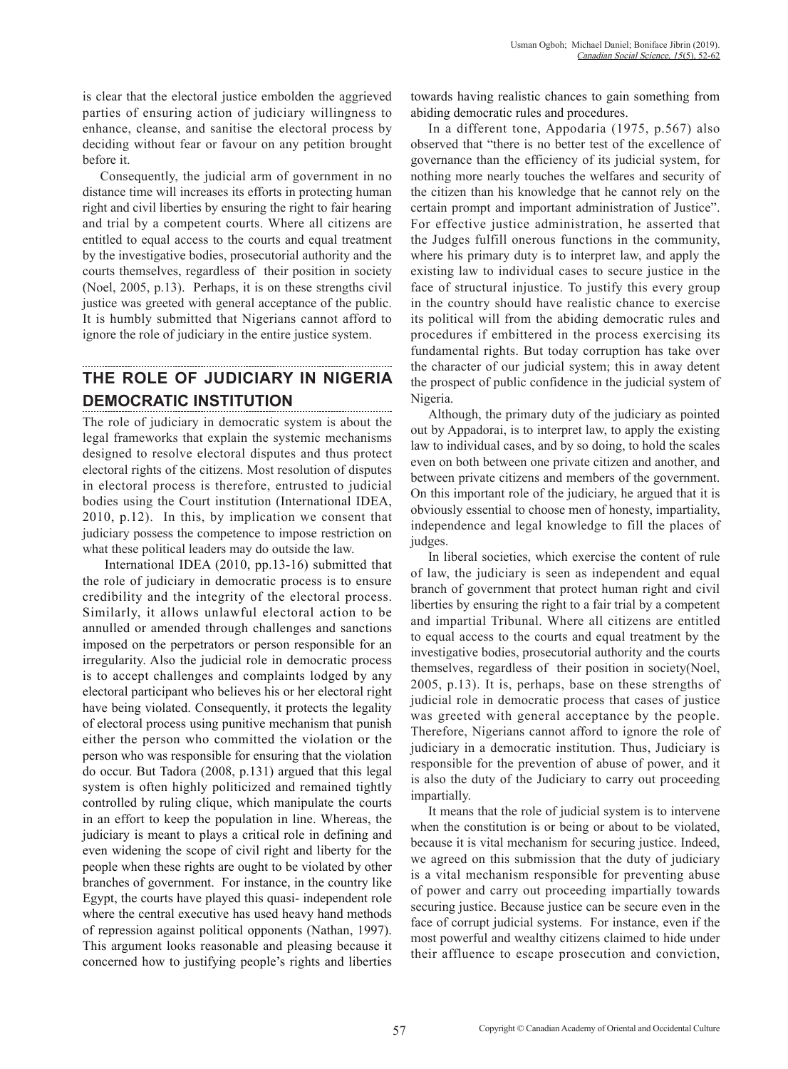is clear that the electoral justice embolden the aggrieved parties of ensuring action of judiciary willingness to enhance, cleanse, and sanitise the electoral process by deciding without fear or favour on any petition brought before it.

Consequently, the judicial arm of government in no distance time will increases its efforts in protecting human right and civil liberties by ensuring the right to fair hearing and trial by a competent courts. Where all citizens are entitled to equal access to the courts and equal treatment by the investigative bodies, prosecutorial authority and the courts themselves, regardless of their position in society (Noel, 2005, p.13). Perhaps, it is on these strengths civil justice was greeted with general acceptance of the public. It is humbly submitted that Nigerians cannot afford to ignore the role of judiciary in the entire justice system.

## THE ROLE OF JUDICIARY IN NIGERIA DEMOCRATIC INSTITUTION

The role of judiciary in democratic system is about the legal frameworks that explain the systemic mechanisms designed to resolve electoral disputes and thus protect electoral rights of the citizens. Most resolution of disputes in electoral process is therefore, entrusted to judicial bodies using the Court institution (International IDEA, 2010, p.12). In this, by implication we consent that judiciary possess the competence to impose restriction on what these political leaders may do outside the law.

International IDEA (2010, pp.13-16) submitted that the role of judiciary in democratic process is to ensure credibility and the integrity of the electoral process. Similarly, it allows unlawful electoral action to be annulled or amended through challenges and sanctions imposed on the perpetrators or person responsible for an irregularity. Also the judicial role in democratic process is to accept challenges and complaints lodged by any electoral participant who believes his or her electoral right have being violated. Consequently, it protects the legality of electoral process using punitive mechanism that punish either the person who committed the violation or the person who was responsible for ensuring that the violation do occur. But Tadora (2008, p.131) argued that this legal system is often highly politicized and remained tightly controlled by ruling clique, which manipulate the courts in an effort to keep the population in line. Whereas, the judiciary is meant to plays a critical role in defining and even widening the scope of civil right and liberty for the people when these rights are ought to be violated by other branches of government. For instance, in the country like Egypt, the courts have played this quasi- independent role where the central executive has used heavy hand methods of repression against political opponents (Nathan, 1997). This argument looks reasonable and pleasing because it concerned how to justifying people's rights and liberties towards having realistic chances to gain something from abiding democratic rules and procedures.

In a different tone, Appodaria (1975, p.567) also observed that "there is no better test of the excellence of governance than the efficiency of its judicial system, for nothing more nearly touches the welfares and security of the citizen than his knowledge that he cannot rely on the certain prompt and important administration of Justice". For effective justice administration, he asserted that the Judges fulfill onerous functions in the community, where his primary duty is to interpret law, and apply the existing law to individual cases to secure justice in the face of structural injustice. To justify this every group in the country should have realistic chance to exercise its political will from the abiding democratic rules and procedures if embittered in the process exercising its fundamental rights. But today corruption has take over the character of our judicial system; this in away detent the prospect of public confidence in the judicial system of Nigeria.

Although, the primary duty of the judiciary as pointed out by Appadorai, is to interpret law, to apply the existing law to individual cases, and by so doing, to hold the scales even on both between one private citizen and another, and between private citizens and members of the government. On this important role of the judiciary, he argued that it is obviously essential to choose men of honesty, impartiality, independence and legal knowledge to fill the places of judges.

In liberal societies, which exercise the content of rule of law, the judiciary is seen as independent and equal branch of government that protect human right and civil liberties by ensuring the right to a fair trial by a competent and impartial Tribunal. Where all citizens are entitled to equal access to the courts and equal treatment by the investigative bodies, prosecutorial authority and the courts themselves, regardless of their position in society(Noel, 2005, p.13). It is, perhaps, base on these strengths of judicial role in democratic process that cases of justice was greeted with general acceptance by the people. Therefore, Nigerians cannot afford to ignore the role of judiciary in a democratic institution. Thus, Judiciary is responsible for the prevention of abuse of power, and it is also the duty of the Judiciary to carry out proceeding impartially.

It means that the role of judicial system is to intervene when the constitution is or being or about to be violated, because it is vital mechanism for securing justice. Indeed, we agreed on this submission that the duty of judiciary is a vital mechanism responsible for preventing abuse of power and carry out proceeding impartially towards securing justice. Because justice can be secure even in the face of corrupt judicial systems. For instance, even if the most powerful and wealthy citizens claimed to hide under their affluence to escape prosecution and conviction,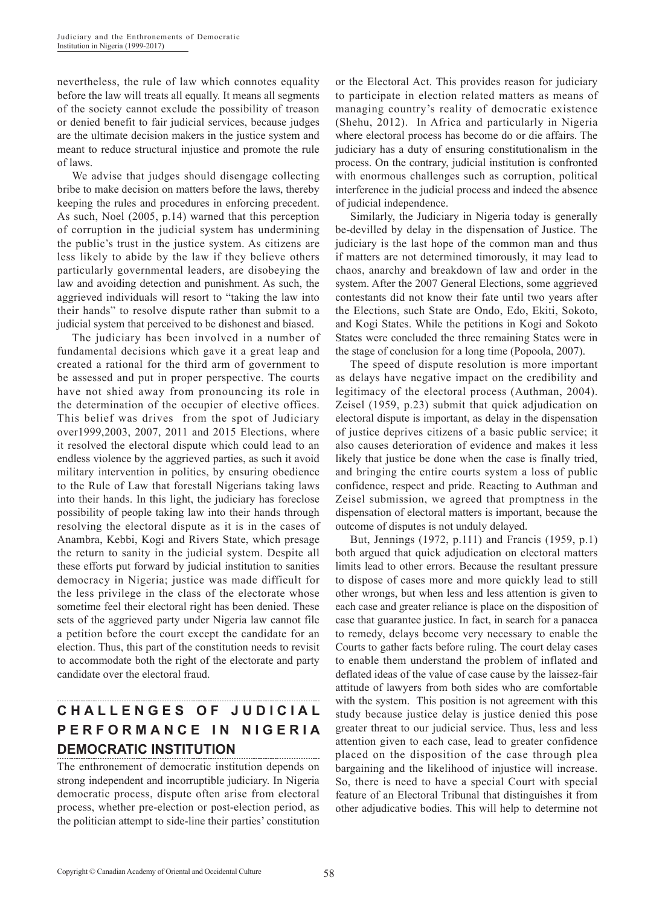nevertheless, the rule of law which connotes equality before the law will treats all equally. It means all segments of the society cannot exclude the possibility of treason or denied benefit to fair judicial services, because judges are the ultimate decision makers in the justice system and meant to reduce structural injustice and promote the rule of laws.

We advise that judges should disengage collecting bribe to make decision on matters before the laws, thereby keeping the rules and procedures in enforcing precedent. As such, Noel (2005, p.14) warned that this perception of corruption in the judicial system has undermining the public's trust in the justice system. As citizens are less likely to abide by the law if they believe others particularly governmental leaders, are disobeying the law and avoiding detection and punishment. As such, the aggrieved individuals will resort to "taking the law into their hands" to resolve dispute rather than submit to a judicial system that perceived to be dishonest and biased.

The judiciary has been involved in a number of fundamental decisions which gave it a great leap and created a rational for the third arm of government to be assessed and put in proper perspective. The courts have not shied away from pronouncing its role in the determination of the occupier of elective offices. This belief was drives from the spot of Judiciary over1999,2003, 2007, 2011 and 2015 Elections, where it resolved the electoral dispute which could lead to an endless violence by the aggrieved parties, as such it avoid military intervention in politics, by ensuring obedience to the Rule of Law that forestall Nigerians taking laws into their hands. In this light, the judiciary has foreclose possibility of people taking law into their hands through resolving the electoral dispute as it is in the cases of Anambra, Kebbi, Kogi and Rivers State, which presage the return to sanity in the judicial system. Despite all these efforts put forward by judicial institution to sanities democracy in Nigeria; justice was made difficult for the less privilege in the class of the electorate whose sometime feel their electoral right has been denied. These sets of the aggrieved party under Nigeria law cannot file a petition before the court except the candidate for an election. Thus, this part of the constitution needs to revisit to accommodate both the right of the electorate and party candidate over the electoral fraud.

## CHALLENGES OF JUDICIAL PERFORMANCE IN NIGERIA DEMOCRATIC INSTITUTION

The enthronement of democratic institution depends on strong independent and incorruptible judiciary. In Nigeria democratic process, dispute often arise from electoral process, whether pre-election or post-election period, as the politician attempt to side-line their parties' constitution or the Electoral Act. This provides reason for judiciary to participate in election related matters as means of managing country's reality of democratic existence (Shehu, 2012). In Africa and particularly in Nigeria where electoral process has become do or die affairs. The judiciary has a duty of ensuring constitutionalism in the process. On the contrary, judicial institution is confronted with enormous challenges such as corruption, political interference in the judicial process and indeed the absence of judicial independence.

Similarly, the Judiciary in Nigeria today is generally be-devilled by delay in the dispensation of Justice. The judiciary is the last hope of the common man and thus if matters are not determined timorously, it may lead to chaos, anarchy and breakdown of law and order in the system. After the 2007 General Elections, some aggrieved contestants did not know their fate until two years after the Elections, such State are Ondo, Edo, Ekiti, Sokoto, and Kogi States. While the petitions in Kogi and Sokoto States were concluded the three remaining States were in the stage of conclusion for a long time (Popoola, 2007).

The speed of dispute resolution is more important as delays have negative impact on the credibility and legitimacy of the electoral process (Authman, 2004). Zeisel (1959, p.23) submit that quick adjudication on electoral dispute is important, as delay in the dispensation of justice deprives citizens of a basic public service; it also causes deterioration of evidence and makes it less likely that justice be done when the case is finally tried, and bringing the entire courts system a loss of public confidence, respect and pride. Reacting to Authman and Zeisel submission, we agreed that promptness in the dispensation of electoral matters is important, because the outcome of disputes is not unduly delayed.

But, Jennings (1972, p.111) and Francis (1959, p.1) both argued that quick adjudication on electoral matters limits lead to other errors. Because the resultant pressure to dispose of cases more and more quickly lead to still other wrongs, but when less and less attention is given to each case and greater reliance is place on the disposition of case that guarantee justice. In fact, in search for a panacea to remedy, delays become very necessary to enable the Courts to gather facts before ruling. The court delay cases to enable them understand the problem of inflated and deflated ideas of the value of case cause by the laissez-fair attitude of lawyers from both sides who are comfortable with the system. This position is not agreement with this study because justice delay is justice denied this pose greater threat to our judicial service. Thus, less and less attention given to each case, lead to greater confidence placed on the disposition of the case through plea bargaining and the likelihood of injustice will increase. So, there is need to have a special Court with special feature of an Electoral Tribunal that distinguishes it from other adjudicative bodies. This will help to determine not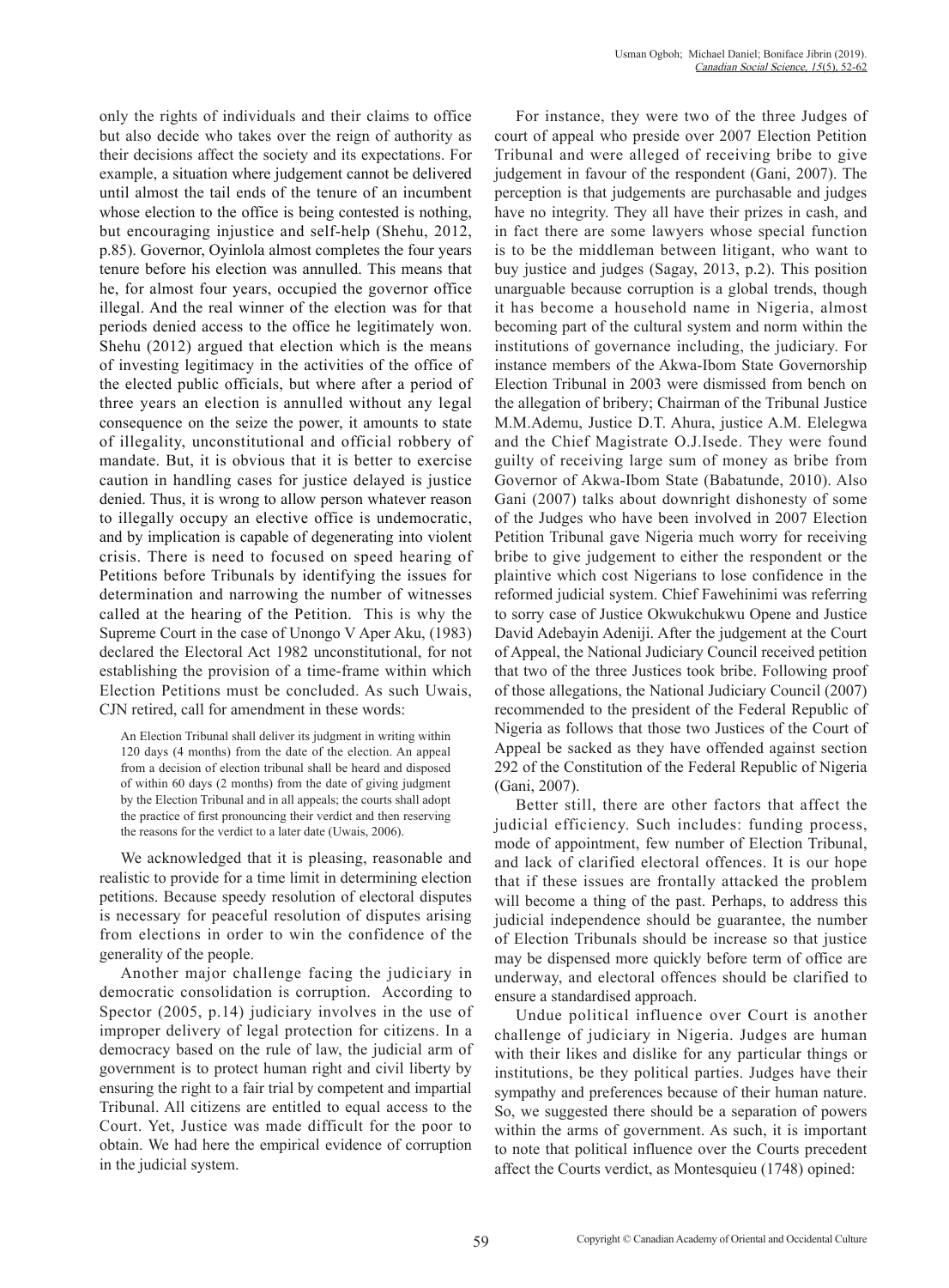only the rights of individuals and their claims to office but also decide who takes over the reign of authority as their decisions affect the society and its expectations. For example, a situation where judgement cannot be delivered until almost the tail ends of the tenure of an incumbent whose election to the office is being contested is nothing, but encouraging injustice and self-help (Shehu, 2012, p.85). Governor, Oyinlola almost completes the four years tenure before his election was annulled. This means that he, for almost four years, occupied the governor office illegal. And the real winner of the election was for that periods denied access to the office he legitimately won. Shehu (2012) argued that election which is the means of investing legitimacy in the activities of the office of the elected public officials, but where after a period of three years an election is annulled without any legal consequence on the seize the power, it amounts to state of illegality, unconstitutional and official robbery of mandate. But, it is obvious that it is better to exercise caution in handling cases for justice delayed is justice denied. Thus, it is wrong to allow person whatever reason to illegally occupy an elective office is undemocratic, and by implication is capable of degenerating into violent crisis. There is need to focused on speed hearing of Petitions before Tribunals by identifying the issues for determination and narrowing the number of witnesses called at the hearing of the Petition. This is why the Supreme Court in the case of Unongo V Aper Aku, (1983) declared the Electoral Act 1982 unconstitutional, for not establishing the provision of a time-frame within which Election Petitions must be concluded. As such Uwais, CJN retired, call for amendment in these words:

> An Election Tribunal shall deliver its judgment in writing within 120 days (4 months) from the date of the election. An appeal from a decision of election tribunal shall be heard and disposed of within 60 days (2 months) from the date of giving judgment by the Election Tribunal and in all appeals; the courts shall adopt the practice of first pronouncing their verdict and then reserving the reasons for the verdict to a later date (Uwais, 2006).

We acknowledged that it is pleasing, reasonable and realistic to provide for a time limit in determining election petitions. Because speedy resolution of electoral disputes is necessary for peaceful resolution of disputes arising from elections in order to win the confidence of the generality of the people.

Another major challenge facing the judiciary in democratic consolidation is corruption. According to Spector (2005, p.14) judiciary involves in the use of improper delivery of legal protection for citizens. In a democracy based on the rule of law, the judicial arm of government is to protect human right and civil liberty by ensuring the right to a fair trial by competent and impartial Tribunal. All citizens are entitled to equal access to the Court. Yet, Justice was made difficult for the poor to obtain. We had here the empirical evidence of corruption in the judicial system.

For instance, they were two of the three Judges of court of appeal who preside over 2007 Election Petition Tribunal and were alleged of receiving bribe to give judgement in favour of the respondent (Gani, 2007). The perception is that judgements are purchasable and judges have no integrity. They all have their prizes in cash, and in fact there are some lawyers whose special function is to be the middleman between litigant, who want to buy justice and judges (Sagay, 2013, p.2). This position unarguable because corruption is a global trends, though it has become a household name in Nigeria, almost becoming part of the cultural system and norm within the institutions of governance including, the judiciary. For instance members of the Akwa-Ibom State Governorship Election Tribunal in 2003 were dismissed from bench on the allegation of bribery; Chairman of the Tribunal Justice M.M.Ademu, Justice D.T. Ahura, justice A.M. Elelegwa and the Chief Magistrate O.J.Isede. They were found guilty of receiving large sum of money as bribe from Governor of Akwa-Ibom State (Babatunde, 2010). Also Gani (2007) talks about downright dishonesty of some of the Judges who have been involved in 2007 Election Petition Tribunal gave Nigeria much worry for receiving bribe to give judgement to either the respondent or the plaintive which cost Nigerians to lose confidence in the reformed judicial system. Chief Fawehinimi was referring to sorry case of Justice Okwukchukwu Opene and Justice David Adebayin Adeniji. After the judgement at the Court of Appeal, the National Judiciary Council received petition that two of the three Justices took bribe. Following proof of those allegations, the National Judiciary Council (2007) recommended to the president of the Federal Republic of Nigeria as follows that those two Justices of the Court of Appeal be sacked as they have offended against section 292 of the Constitution of the Federal Republic of Nigeria (Gani, 2007).

Better still, there are other factors that affect the judicial efficiency. Such includes: funding process, mode of appointment, few number of Election Tribunal, and lack of clarified electoral offences. It is our hope that if these issues are frontally attacked the problem will become a thing of the past. Perhaps, to address this judicial independence should be guarantee, the number of Election Tribunals should be increase so that justice may be dispensed more quickly before term of office are underway, and electoral offences should be clarified to ensure a standardised approach.

Undue political influence over Court is another challenge of judiciary in Nigeria. Judges are human with their likes and dislike for any particular things or institutions, be they political parties. Judges have their sympathy and preferences because of their human nature. So, we suggested there should be a separation of powers within the arms of government. As such, it is important to note that political influence over the Courts precedent affect the Courts verdict, as Montesquieu (1748) opined: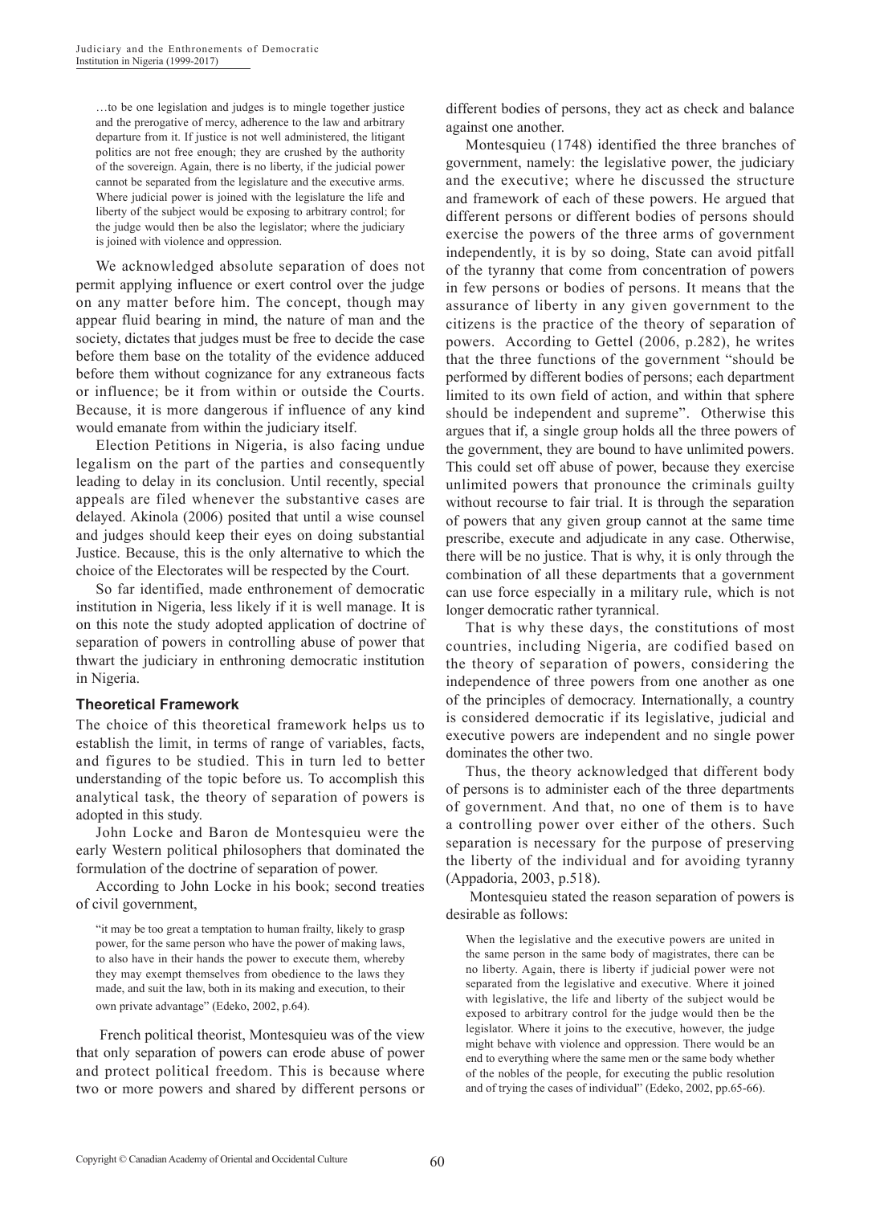> …to be one legislation and judges is to mingle together justice and the prerogative of mercy, adherence to the law and arbitrary departure from it. If justice is not well administered, the litigant politics are not free enough; they are crushed by the authority of the sovereign. Again, there is no liberty, if the judicial power cannot be separated from the legislature and the executive arms. Where judicial power is joined with the legislature the life and liberty of the subject would be exposing to arbitrary control; for the judge would then be also the legislator; where the judiciary is joined with violence and oppression.

We acknowledged absolute separation of does not permit applying influence or exert control over the judge on any matter before him. The concept, though may appear fluid bearing in mind, the nature of man and the society, dictates that judges must be free to decide the case before them base on the totality of the evidence adduced before them without cognizance for any extraneous facts or influence; be it from within or outside the Courts. Because, it is more dangerous if influence of any kind would emanate from within the judiciary itself.

Election Petitions in Nigeria, is also facing undue legalism on the part of the parties and consequently leading to delay in its conclusion. Until recently, special appeals are filed whenever the substantive cases are delayed. Akinola (2006) posited that until a wise counsel and judges should keep their eyes on doing substantial Justice. Because, this is the only alternative to which the choice of the Electorates will be respected by the Court.

So far identified, made enthronement of democratic institution in Nigeria, less likely if it is well manage. It is on this note the study adopted application of doctrine of separation of powers in controlling abuse of power that thwart the judiciary in enthroning democratic institution in Nigeria.

## Theoretical Framework

The choice of this theoretical framework helps us to establish the limit, in terms of range of variables, facts, and figures to be studied. This in turn led to better understanding of the topic before us. To accomplish this analytical task, the theory of separation of powers is adopted in this study.

John Locke and Baron de Montesquieu were the early Western political philosophers that dominated the formulation of the doctrine of separation of power.

According to John Locke in his book; second treaties of civil government,

> "it may be too great a temptation to human frailty, likely to grasp power, for the same person who have the power of making laws, to also have in their hands the power to execute them, whereby they may exempt themselves from obedience to the laws they made, and suit the law, both in its making and execution, to their own private advantage" (Edeko, 2002, p.64).

French political theorist, Montesquieu was of the view that only separation of powers can erode abuse of power and protect political freedom. This is because where two or more powers and shared by different persons or different bodies of persons, they act as check and balance against one another.

Montesquieu (1748) identified the three branches of government, namely: the legislative power, the judiciary and the executive; where he discussed the structure and framework of each of these powers. He argued that different persons or different bodies of persons should exercise the powers of the three arms of government independently, it is by so doing, State can avoid pitfall of the tyranny that come from concentration of powers in few persons or bodies of persons. It means that the assurance of liberty in any given government to the citizens is the practice of the theory of separation of powers. According to Gettel (2006, p.282), he writes that the three functions of the government "should be performed by different bodies of persons; each department limited to its own field of action, and within that sphere should be independent and supreme". Otherwise this argues that if, a single group holds all the three powers of the government, they are bound to have unlimited powers. This could set off abuse of power, because they exercise unlimited powers that pronounce the criminals guilty without recourse to fair trial. It is through the separation of powers that any given group cannot at the same time prescribe, execute and adjudicate in any case. Otherwise, there will be no justice. That is why, it is only through the combination of all these departments that a government can use force especially in a military rule, which is not longer democratic rather tyrannical.

That is why these days, the constitutions of most countries, including Nigeria, are codified based on the theory of separation of powers, considering the independence of three powers from one another as one of the principles of democracy. Internationally, a country is considered democratic if its legislative, judicial and executive powers are independent and no single power dominates the other two.

Thus, the theory acknowledged that different body of persons is to administer each of the three departments of government. And that, no one of them is to have a controlling power over either of the others. Such separation is necessary for the purpose of preserving the liberty of the individual and for avoiding tyranny (Appadoria, 2003, p.518).

Montesquieu stated the reason separation of powers is desirable as follows:

> When the legislative and the executive powers are united in the same person in the same body of magistrates, there can be no liberty. Again, there is liberty if judicial power were not separated from the legislative and executive. Where it joined with legislative, the life and liberty of the subject would be exposed to arbitrary control for the judge would then be the legislator. Where it joins to the executive, however, the judge might behave with violence and oppression. There would be an end to everything where the same men or the same body whether of the nobles of the people, for executing the public resolution and of trying the cases of individual" (Edeko, 2002, pp.65-66).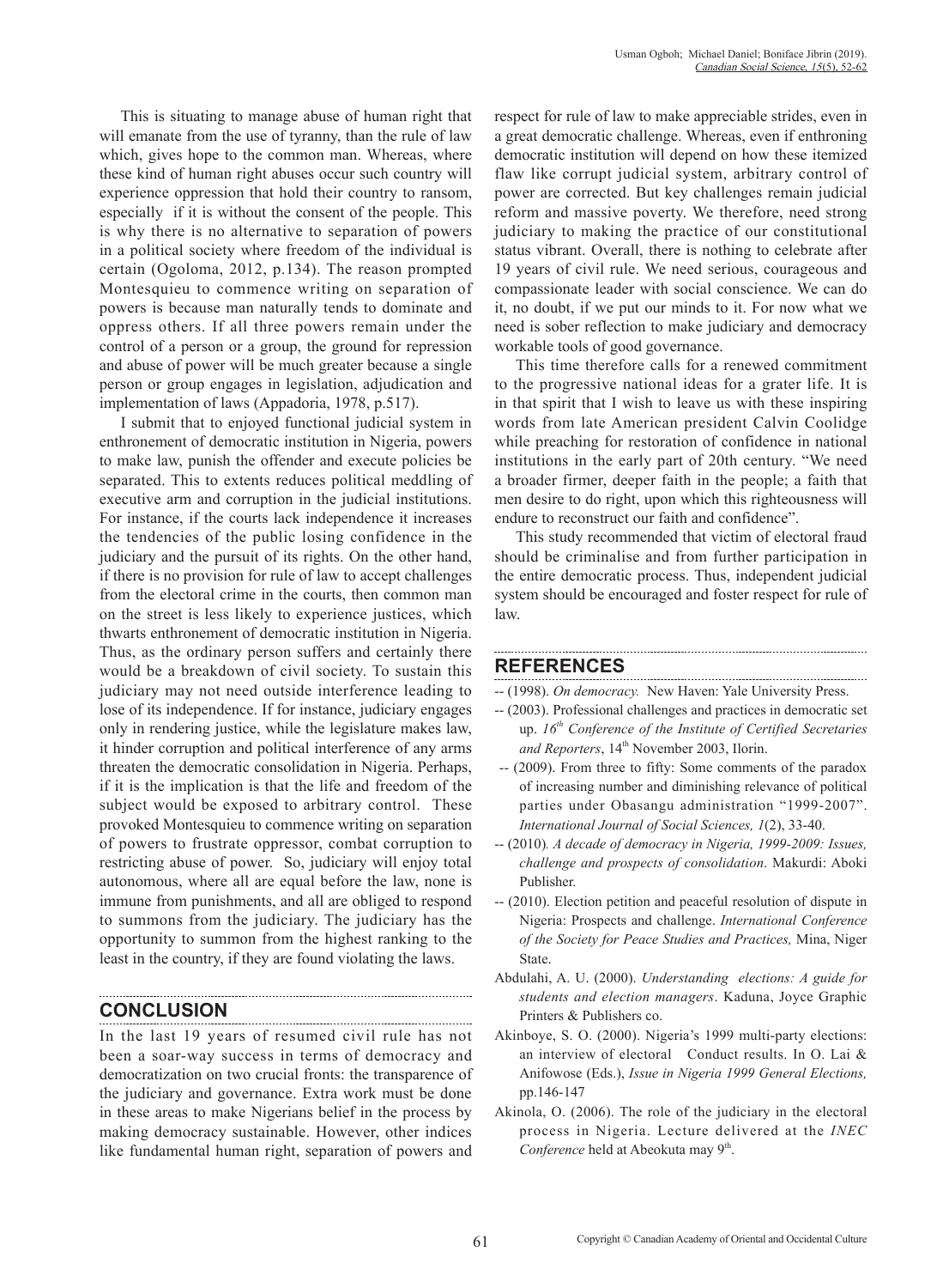This is situating to manage abuse of human right that will emanate from the use of tyranny, than the rule of law which, gives hope to the common man. Whereas, where these kind of human right abuses occur such country will experience oppression that hold their country to ransom, especially if it is without the consent of the people. This is why there is no alternative to separation of powers in a political society where freedom of the individual is certain (Ogoloma, 2012, p.134). The reason prompted Montesquieu to commence writing on separation of powers is because man naturally tends to dominate and oppress others. If all three powers remain under the control of a person or a group, the ground for repression and abuse of power will be much greater because a single person or group engages in legislation, adjudication and implementation of laws (Appadoria, 1978, p.517).

I submit that to enjoyed functional judicial system in enthronement of democratic institution in Nigeria, powers to make law, punish the offender and execute policies be separated. This to extents reduces political meddling of executive arm and corruption in the judicial institutions. For instance, if the courts lack independence it increases the tendencies of the public losing confidence in the judiciary and the pursuit of its rights. On the other hand, if there is no provision for rule of law to accept challenges from the electoral crime in the courts, then common man on the street is less likely to experience justices, which thwarts enthronement of democratic institution in Nigeria. Thus, as the ordinary person suffers and certainly there would be a breakdown of civil society. To sustain this judiciary may not need outside interference leading to lose of its independence. If for instance, judiciary engages only in rendering justice, while the legislature makes law, it hinder corruption and political interference of any arms threaten the democratic consolidation in Nigeria. Perhaps, if it is the implication is that the life and freedom of the subject would be exposed to arbitrary control. These provoked Montesquieu to commence writing on separation of powers to frustrate oppressor, combat corruption to restricting abuse of power. So, judiciary will enjoy total autonomous, where all are equal before the law, none is immune from punishments, and all are obliged to respond to summons from the judiciary. The judiciary has the opportunity to summon from the highest ranking to the least in the country, if they are found violating the laws.

## CONCLUSION

In the last 19 years of resumed civil rule has not been a soar-way success in terms of democracy and democratization on two crucial fronts: the transparence of the judiciary and governance. Extra work must be done in these areas to make Nigerians belief in the process by making democracy sustainable. However, other indices like fundamental human right, separation of powers and respect for rule of law to make appreciable strides, even in a great democratic challenge. Whereas, even if enthroning democratic institution will depend on how these itemized flaw like corrupt judicial system, arbitrary control of power are corrected. But key challenges remain judicial reform and massive poverty. We therefore, need strong judiciary to making the practice of our constitutional status vibrant. Overall, there is nothing to celebrate after 19 years of civil rule. We need serious, courageous and compassionate leader with social conscience. We can do it, no doubt, if we put our minds to it. For now what we need is sober reflection to make judiciary and democracy workable tools of good governance.

This time therefore calls for a renewed commitment to the progressive national ideas for a grater life. It is in that spirit that I wish to leave us with these inspiring words from late American president Calvin Coolidge while preaching for restoration of confidence in national institutions in the early part of 20th century. "We need a broader firmer, deeper faith in the people; a faith that men desire to do right, upon which this righteousness will endure to reconstruct our faith and confidence".

This study recommended that victim of electoral fraud should be criminalise and from further participation in the entire democratic process. Thus, independent judicial system should be encouraged and foster respect for rule of law.

## REFERENCES

-- (1998). *On democracy.* New Haven: Yale University Press.

-- (2003). Professional challenges and practices in democratic set up. *16th Conference of the Institute of Certified Secretaries and Reporters*, 14th November 2003, Ilorin.

-- (2009). From three to fifty: Some comments of the paradox of increasing number and diminishing relevance of political parties under Obasangu administration "1999-2007". *International Journal of Social Sciences, 1*(2), 33-40.

-- (2010). *A decade of democracy in Nigeria, 1999-2009: Issues, challenge and prospects of consolidation*. Makurdi: Aboki Publisher.

-- (2010). Election petition and peaceful resolution of dispute in Nigeria: Prospects and challenge. *International Conference of the Society for Peace Studies and Practices,* Mina, Niger State.

Abdulahi, A. U. (2000). *Understanding elections: A guide for students and election managers*. Kaduna, Joyce Graphic Printers & Publishers co.

Akinboye, S. O. (2000). Nigeria's 1999 multi-party elections: an interview of electoral Conduct results. In O. Lai & Anifowose (Eds.), *Issue in Nigeria 1999 General Elections,* pp.146-147

Akinola, O. (2006). The role of the judiciary in the electoral process in Nigeria. Lecture delivered at the *INEC Conference* held at Abeokuta may 9th.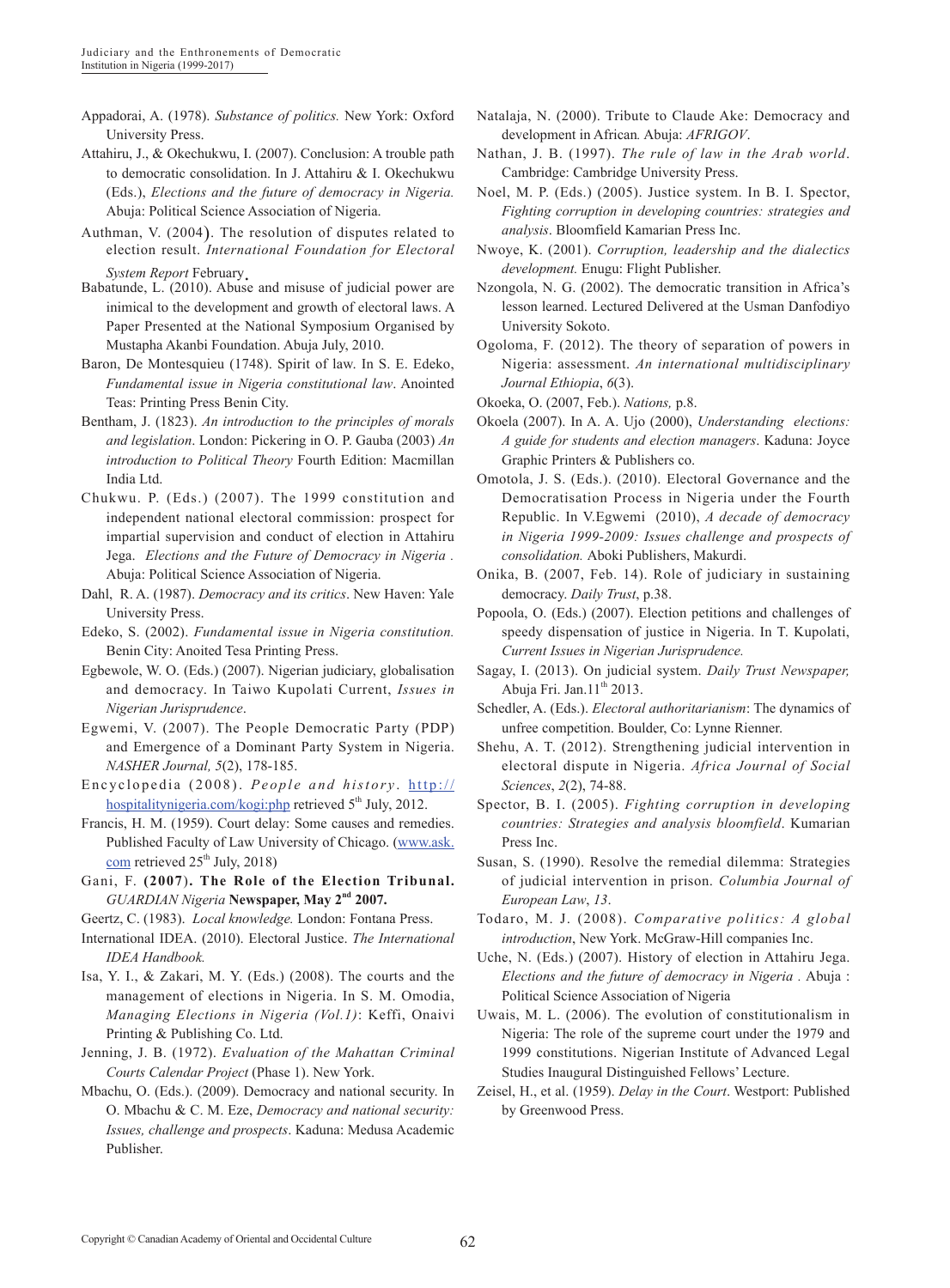Appadorai, A. (1978). *Substance of politics.* New York: Oxford University Press.

Attahiru, J., & Okechukwu, I. (2007). Conclusion: A trouble path to democratic consolidation. In J. Attahiru & I. Okechukwu (Eds.), *Elections and the future of democracy in Nigeria.* Abuja: Political Science Association of Nigeria.

Authman, V. (2004). The resolution of disputes related to election result. *International Foundation for Electoral System Report* February.

Babatunde, L. (2010). Abuse and misuse of judicial power are inimical to the development and growth of electoral laws. A Paper Presented at the National Symposium Organised by Mustapha Akanbi Foundation. Abuja July, 2010.

Baron, De Montesquieu (1748). Spirit of law. In S. E. Edeko, *Fundamental issue in Nigeria constitutional law*. Anointed Teas: Printing Press Benin City.

Bentham, J. (1823). *An introduction to the principles of morals and legislation*. London: Pickering in O. P. Gauba (2003) *An introduction to Political Theory* Fourth Edition: Macmillan India Ltd.

Chukwu. P. (Eds.) (2007). The 1999 constitution and independent national electoral commission: prospect for impartial supervision and conduct of election in Attahiru Jega. *Elections and the Future of Democracy in Nigeria .* Abuja: Political Science Association of Nigeria.

Dahl, R. A. (1987). *Democracy and its critics*. New Haven: Yale University Press.

Edeko, S. (2002). *Fundamental issue in Nigeria constitution.* Benin City: Anoited Tesa Printing Press.

Egbewole, W. O. (Eds.) (2007). Nigerian judiciary, globalisation and democracy. In Taiwo Kupolati Current, *Issues in Nigerian Jurisprudence*.

Egwemi, V. (2007). The People Democratic Party (PDP) and Emergence of a Dominant Party System in Nigeria. *NASHER Journal, 5*(2), 178-185.

Encyclopedia (2008). *People and history*. http://hospitalitynigeria.com/kogi:php retrieved 5th July, 2012.

Francis, H. M. (1959). Court delay: Some causes and remedies. Published Faculty of Law University of Chicago. (www.ask.com retrieved 25th July, 2018)

Gani, F. **(2007). The Role of the Election Tribunal.** *GUARDIAN Nigeria* **Newspaper, May 2nd 2007.**

Geertz, C. (1983). *Local knowledge.* London: Fontana Press.

International IDEA. (2010). Electoral Justice. *The International IDEA Handbook.*

Isa, Y. I., & Zakari, M. Y. (Eds.) (2008). The courts and the management of elections in Nigeria. In S. M. Omodia, *Managing Elections in Nigeria (Vol.1)*: Keffi, Onaivi Printing & Publishing Co. Ltd.

Jenning, J. B. (1972). *Evaluation of the Mahattan Criminal Courts Calendar Project* (Phase 1). New York.

Mbachu, O. (Eds.). (2009). Democracy and national security. In O. Mbachu & C. M. Eze, *Democracy and national security: Issues, challenge and prospects*. Kaduna: Medusa Academic Publisher.

Natalaja, N. (2000). Tribute to Claude Ake: Democracy and development in African*.* Abuja: *AFRIGOV*.

Nathan, J. B. (1997). *The rule of law in the Arab world*. Cambridge: Cambridge University Press.

Noel, M. P. (Eds.) (2005). Justice system. In B. I. Spector, *Fighting corruption in developing countries: strategies and analysis*. Bloomfield Kamarian Press Inc.

Nwoye, K. (2001). *Corruption, leadership and the dialectics development.* Enugu: Flight Publisher.

Nzongola, N. G. (2002). The democratic transition in Africa's lesson learned. Lectured Delivered at the Usman Danfodiyo University Sokoto.

Ogoloma, F. (2012). The theory of separation of powers in Nigeria: assessment. *An international multidisciplinary Journal Ethiopia*, *6*(3).

Okoeka, O. (2007, Feb.). *Nations,* p.8.

Okoela (2007). In A. A. Ujo (2000), *Understanding elections: A guide for students and election managers*. Kaduna: Joyce Graphic Printers & Publishers co.

Omotola, J. S. (Eds.). (2010). Electoral Governance and the Democratisation Process in Nigeria under the Fourth Republic. In V.Egwemi (2010), *A decade of democracy in Nigeria 1999-2009: Issues challenge and prospects of consolidation.* Aboki Publishers, Makurdi.

Onika, B. (2007, Feb. 14). Role of judiciary in sustaining democracy. *Daily Trust*, p.38.

Popoola, O. (Eds.) (2007). Election petitions and challenges of speedy dispensation of justice in Nigeria. In T. Kupolati, *Current Issues in Nigerian Jurisprudence.*

Sagay, I. (2013). On judicial system. *Daily Trust Newspaper,* Abuja Fri. Jan.11th 2013.

Schedler, A. (Eds.). *Electoral authoritarianism*: The dynamics of unfree competition. Boulder, Co: Lynne Rienner.

Shehu, A. T. (2012). Strengthening judicial intervention in electoral dispute in Nigeria. *Africa Journal of Social Sciences*, *2*(2), 74-88.

Spector, B. I. (2005). *Fighting corruption in developing countries: Strategies and analysis bloomfield*. Kumarian Press Inc.

Susan, S. (1990). Resolve the remedial dilemma: Strategies of judicial intervention in prison. *Columbia Journal of European Law*, *13*.

Todaro, M. J. (2008). *Comparative politics: A global introduction*, New York. McGraw-Hill companies Inc.

Uche, N. (Eds.) (2007). History of election in Attahiru Jega. *Elections and the future of democracy in Nigeria .* Abuja : Political Science Association of Nigeria

Uwais, M. L. (2006). The evolution of constitutionalism in Nigeria: The role of the supreme court under the 1979 and 1999 constitutions. Nigerian Institute of Advanced Legal Studies Inaugural Distinguished Fellows' Lecture.

Zeisel, H., et al. (1959). *Delay in the Court*. Westport: Published by Greenwood Press.